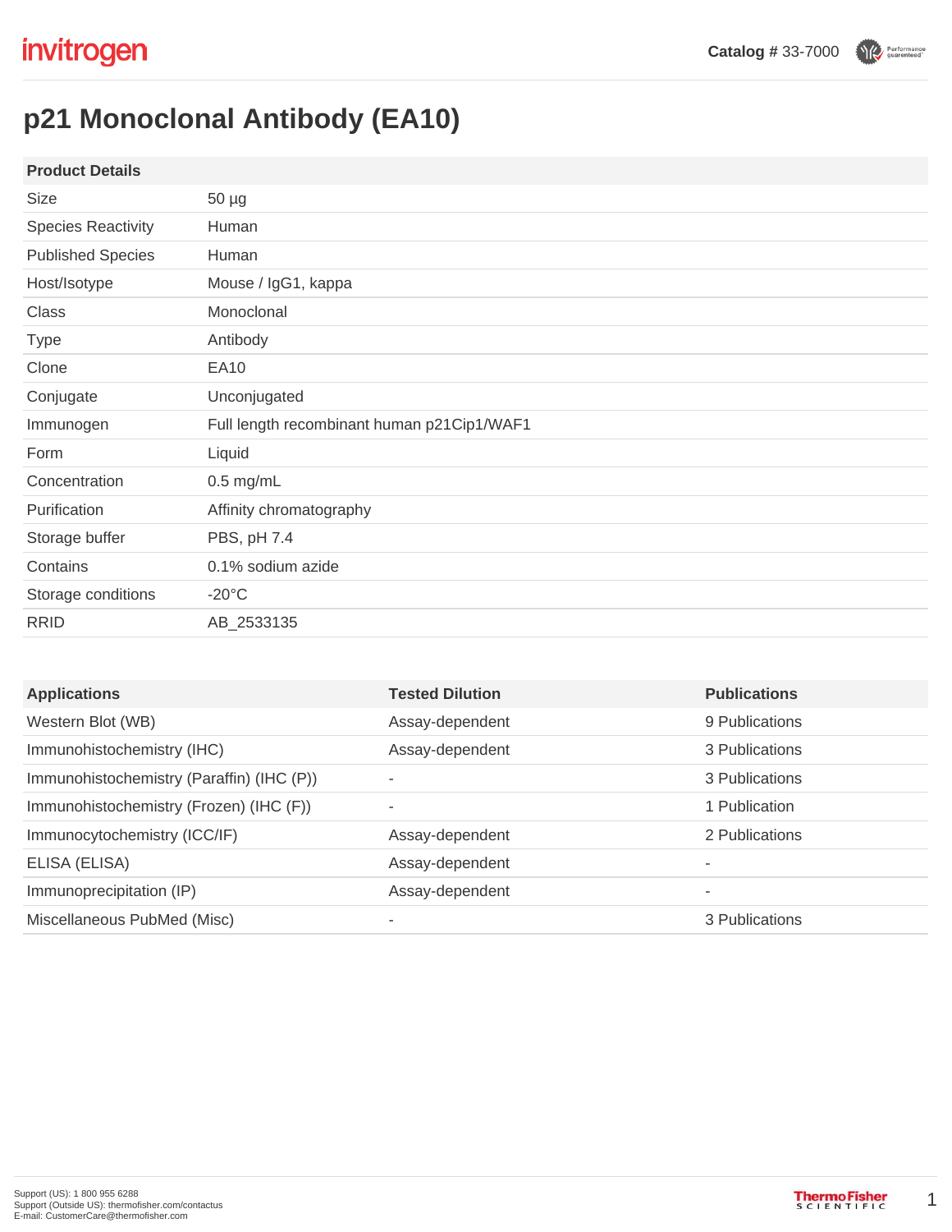invitrogen

**Catalog #** 33-7000

# p21 Monoclonal Antibody (EA10)

| Product Details | |
|---|---|
| Size | 50 µg |
| Species Reactivity | Human |
| Published Species | Human |
| Host/Isotype | Mouse / IgG1, kappa |
| Class | Monoclonal |
| Type | Antibody |
| Clone | EA10 |
| Conjugate | Unconjugated |
| Immunogen | Full length recombinant human p21Cip1/WAF1 |
| Form | Liquid |
| Concentration | 0.5 mg/mL |
| Purification | Affinity chromatography |
| Storage buffer | PBS, pH 7.4 |
| Contains | 0.1% sodium azide |
| Storage conditions | -20°C |
| RRID | AB_2533135 |

| Applications | Tested Dilution | Publications |
|---|---|---|
| Western Blot (WB) | Assay-dependent | 9 Publications |
| Immunohistochemistry (IHC) | Assay-dependent | 3 Publications |
| Immunohistochemistry (Paraffin) (IHC (P)) | - | 3 Publications |
| Immunohistochemistry (Frozen) (IHC (F)) | - | 1 Publication |
| Immunocytochemistry (ICC/IF) | Assay-dependent | 2 Publications |
| ELISA (ELISA) | Assay-dependent | - |
| Immunoprecipitation (IP) | Assay-dependent | - |
| Miscellaneous PubMed (Misc) | - | 3 Publications |

Support (US): 1 800 955 6288
Support (Outside US): thermofisher.com/contactus
E-mail: CustomerCare@thermofisher.com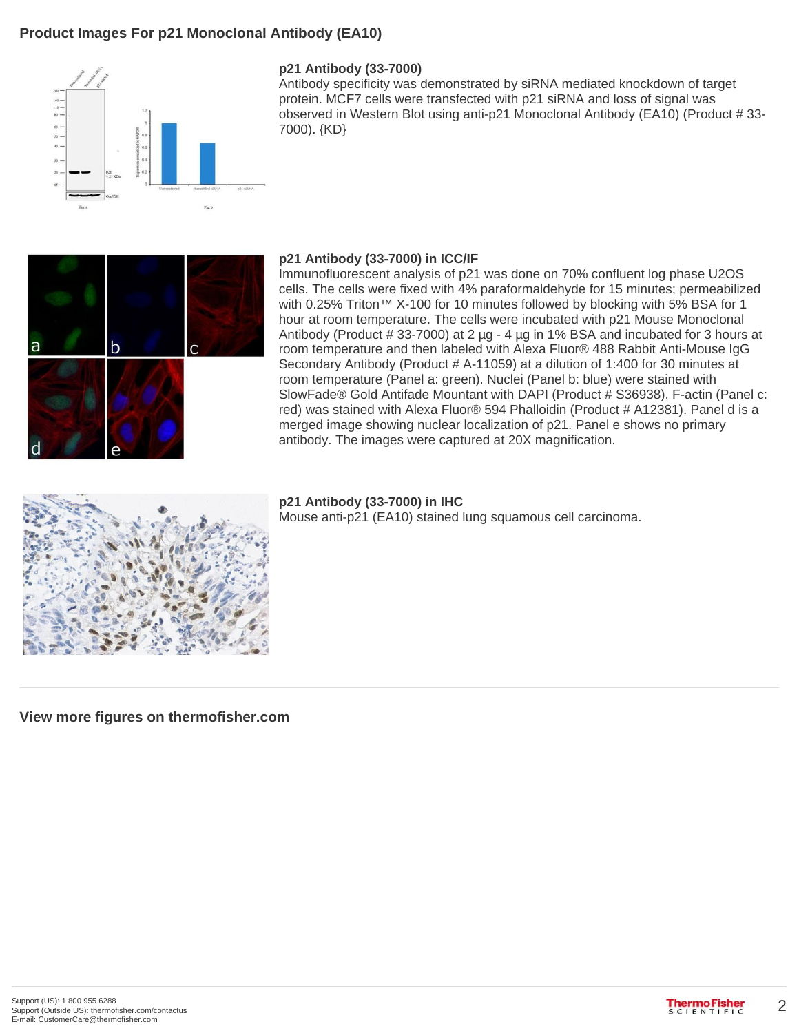## Product Images For p21 Monoclonal Antibody (EA10)

### p21 Antibody (33-7000)

Antibody specificity was demonstrated by siRNA mediated knockdown of target protein. MCF7 cells were transfected with p21 siRNA and loss of signal was observed in Western Blot using anti-p21 Monoclonal Antibody (EA10) (Product # 33-7000). {KD}

### p21 Antibody (33-7000) in ICC/IF

Immunofluorescent analysis of p21 was done on 70% confluent log phase U2OS cells. The cells were fixed with 4% paraformaldehyde for 15 minutes; permeabilized with 0.25% Triton™ X-100 for 10 minutes followed by blocking with 5% BSA for 1 hour at room temperature. The cells were incubated with p21 Mouse Monoclonal Antibody (Product # 33-7000) at 2 µg - 4 µg in 1% BSA and incubated for 3 hours at room temperature and then labeled with Alexa Fluor® 488 Rabbit Anti-Mouse IgG Secondary Antibody (Product # A-11059) at a dilution of 1:400 for 30 minutes at room temperature (Panel a: green). Nuclei (Panel b: blue) were stained with SlowFade® Gold Antifade Mountant with DAPI (Product # S36938). F-actin (Panel c: red) was stained with Alexa Fluor® 594 Phalloidin (Product # A12381). Panel d is a merged image showing nuclear localization of p21. Panel e shows no primary antibody. The images were captured at 20X magnification.

### p21 Antibody (33-7000) in IHC

Mouse anti-p21 (EA10) stained lung squamous cell carcinoma.

**View more figures on thermofisher.com**

Support (US): 1 800 955 6288
Support (Outside US): thermofisher.com/contactus
E-mail: CustomerCare@thermofisher.com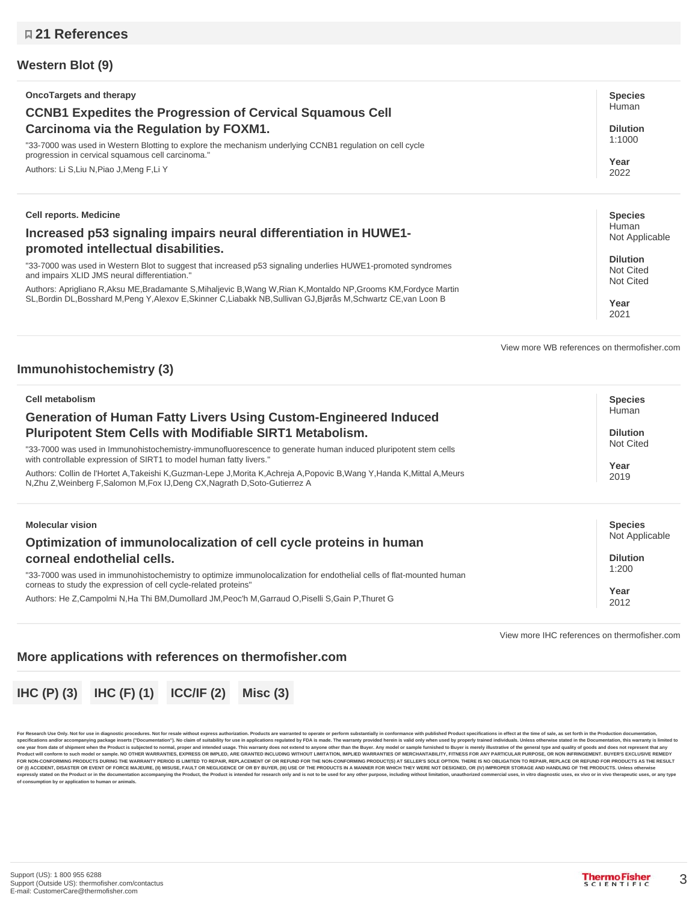## 21 References

### Western Blot (9)

**OncoTargets and therapy**

#### CCNB1 Expedites the Progression of Cervical Squamous Cell Carcinoma via the Regulation by FOXM1.

"33-7000 was used in Western Blotting to explore the mechanism underlying CCNB1 regulation on cell cycle progression in cervical squamous cell carcinoma."

Authors: Li S,Liu N,Piao J,Meng F,Li Y

**Species**
Human

**Dilution**
1:1000

**Year**
2022

---

**Cell reports. Medicine**

#### Increased p53 signaling impairs neural differentiation in HUWE1-promoted intellectual disabilities.

"33-7000 was used in Western Blot to suggest that increased p53 signaling underlies HUWE1-promoted syndromes and impairs XLID JMS neural differentiation."

Authors: Aprigliano R,Aksu ME,Bradamante S,Mihaljevic B,Wang W,Rian K,Montaldo NP,Grooms KM,Fordyce Martin SL,Bordin DL,Bosshard M,Peng Y,Alexov E,Skinner C,Liabakk NB,Sullivan GJ,Bjørås M,Schwartz CE,van Loon B

**Species**
Human
Not Applicable

**Dilution**
Not Cited
Not Cited

**Year**
2021

View more WB references on thermofisher.com

### Immunohistochemistry (3)

**Cell metabolism**

#### Generation of Human Fatty Livers Using Custom-Engineered Induced Pluripotent Stem Cells with Modifiable SIRT1 Metabolism.

"33-7000 was used in Immunohistochemistry-immunofluorescence to generate human induced pluripotent stem cells with controllable expression of SIRT1 to model human fatty livers."

Authors: Collin de l'Hortet A,Takeishi K,Guzman-Lepe J,Morita K,Achreja A,Popovic B,Wang Y,Handa K,Mittal A,Meurs N,Zhu Z,Weinberg F,Salomon M,Fox IJ,Deng CX,Nagrath D,Soto-Gutierrez A

**Species**
Human

**Dilution**
Not Cited

**Year**
2019

---

**Molecular vision**

#### Optimization of immunolocalization of cell cycle proteins in human corneal endothelial cells.

"33-7000 was used in immunohistochemistry to optimize immunolocalization for endothelial cells of flat-mounted human corneas to study the expression of cell cycle-related proteins"

Authors: He Z,Campolmi N,Ha Thi BM,Dumollard JM,Peoc'h M,Garraud O,Piselli S,Gain P,Thuret G

**Species**
Not Applicable

**Dilution**
1:200

**Year**
2012

View more IHC references on thermofisher.com

### More applications with references on thermofisher.com

**IHC (P) (3)** **IHC (F) (1)** **ICC/IF (2)** **Misc (3)**

For Research Use Only. Not for use in diagnostic procedures. Not for resale without express authorization. Products are warranted to operate or perform substantially in conformance with published Product specifications in effect at the time of sale, as set forth in the Production documentation, specifications and/or accompanying package inserts ("Documentation"). No claim of suitability for use in applications regulated by FDA is made. The warranty provided herein is valid only when used by properly trained individuals. Unless otherwise stated in the Documentation, this warranty is limited to one year from date of shipment when the Product is subjected to normal, proper and intended usage. This warranty does not extend to anyone other than the Buyer. Any model or sample furnished to Buyer is merely illustrative of the general type and quality of goods and does not represent that any Product will conform to such model or sample. NO OTHER WARRANTIES, EXPRESS OR IMPLED, ARE GRANTED INCLUDING WITHOUT LIMITATION, IMPLIED WARRANTIES OF MERCHANTABILITY, FITNESS FOR ANY PARTICULAR PURPOSE, OR NON INFRINGEMENT. BUYER'S EXCLUSIVE REMEDY FOR NON-CONFORMING PRODUCTS DURING THE WARRANTY PERIOD IS LIMITED TO REPAIR, REPLACEMENT OF OR REFUND FOR THE NON-CONFORMING PRODUCT(S) AT SELLER'S SOLE OPTION. THERE IS NO OBLIGATION TO REPAIR, REPLACE OR REFUND FOR PRODUCTS AS THE RESULT OF (I) ACCIDENT, DISASTER OR EVENT OF FORCE MAJEURE, (II) MISUSE, FAULT OR NEGLIGENCE OF OR BY BUYER, (III) USE OF THE PRODUCTS IN A MANNER FOR WHICH THEY WERE NOT DESIGNED, OR (IV) IMPROPER STORAGE AND HANDLING OF THE PRODUCTS. Unless otherwise expressly stated on the Product or in the documentation accompanying the Product, the Product is intended for research only and is not to be used for any other purpose, including without limitation, unauthorized commercial uses, in vitro diagnostic uses, ex vivo or in vivo therapeutic uses, or any type of consumption by or application to human or animals.

Support (US): 1 800 955 6288
Support (Outside US): thermofisher.com/contactus
E-mail: CustomerCare@thermofisher.com